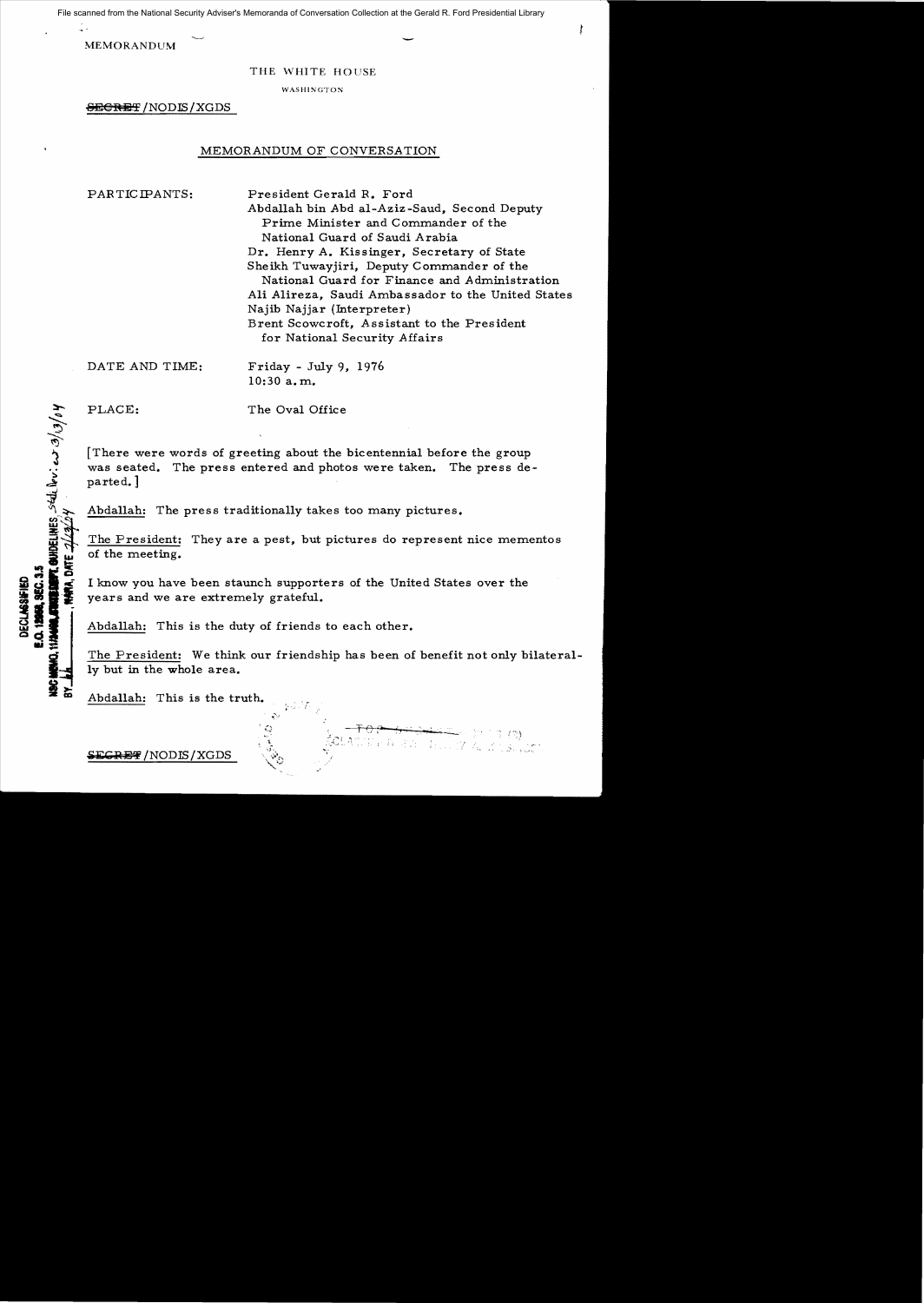MEMORANDUM

THE WHITE HOUSE

WASHINGTON

~~SECRET~~/NODIS/XGDS

# MEMORANDUM OF CONVERSATION

PARTICIPANTS: President Gerald R. Ford
Abdallah bin Abd al-Aziz-Saud, Second Deputy Prime Minister and Commander of the National Guard of Saudi Arabia
Dr. Henry A. Kissinger, Secretary of State
Sheikh Tuwayjiri, Deputy Commander of the National Guard for Finance and Administration
Ali Alireza, Saudi Ambassador to the United States
Najib Najjar (Interpreter)
Brent Scowcroft, Assistant to the President for National Security Affairs

DATE AND TIME: Friday - July 9, 1976
10:30 a.m.

PLACE: The Oval Office

[There were words of greeting about the bicentennial before the group was seated. The press entered and photos were taken. The press departed.]

Abdallah: The press traditionally takes too many pictures.

The President: They are a pest, but pictures do represent nice mementos of the meeting.

I know you have been staunch supporters of the United States over the years and we are extremely grateful.

Abdallah: This is the duty of friends to each other.

The President: We think our friendship has been of benefit not only bilaterally but in the whole area.

Abdallah: This is the truth.

~~SECRET~~/NODIS/XGDS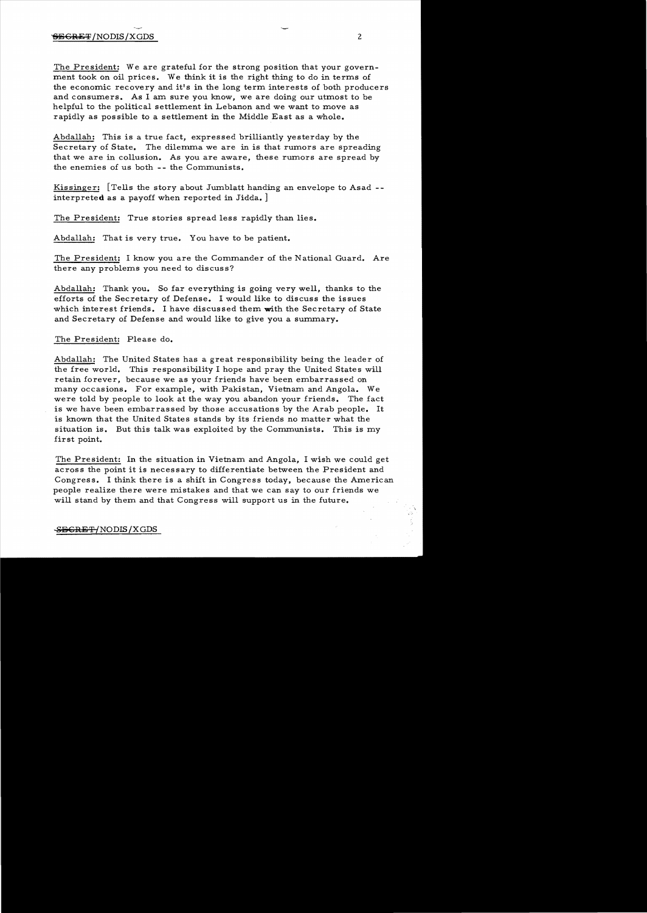The President: We are grateful for the strong position that your government took on oil prices. We think it is the right thing to do in terms of the economic recovery and it's in the long term interests of both producers and consumers. As I am sure you know, we are doing our utmost to be helpful to the political settlement in Lebanon and we want to move as rapidly as possible to a settlement in the Middle East as a whole.

Abdallah: This is a true fact, expressed brilliantly yesterday by the Secretary of State. The dilemma we are in is that rumors are spreading that we are in collusion. As you are aware, these rumors are spread by the enemies of us both -- the Communists.

Kissinger: [Tells the story about Jumblatt handing an envelope to Asad -- interpreted as a payoff when reported in Jidda.]

The President: True stories spread less rapidly than lies.

Abdallah: That is very true. You have to be patient.

The President: I know you are the Commander of the National Guard. Are there any problems you need to discuss?

Abdallah: Thank you. So far everything is going very well, thanks to the efforts of the Secretary of Defense. I would like to discuss the issues which interest friends. I have discussed them with the Secretary of State and Secretary of Defense and would like to give you a summary.

The President: Please do.

Abdallah: The United States has a great responsibility being the leader of the free world. This responsibility I hope and pray the United States will retain forever, because we as your friends have been embarrassed on many occasions. For example, with Pakistan, Vietnam and Angola. We were told by people to look at the way you abandon your friends. The fact is we have been embarrassed by those accusations by the Arab people. It is known that the United States stands by its friends no matter what the situation is. But this talk was exploited by the Communists. This is my first point.

The President: In the situation in Vietnam and Angola, I wish we could get across the point it is necessary to differentiate between the President and Congress. I think there is a shift in Congress today, because the American people realize there were mistakes and that we can say to our friends we will stand by them and that Congress will support us in the future.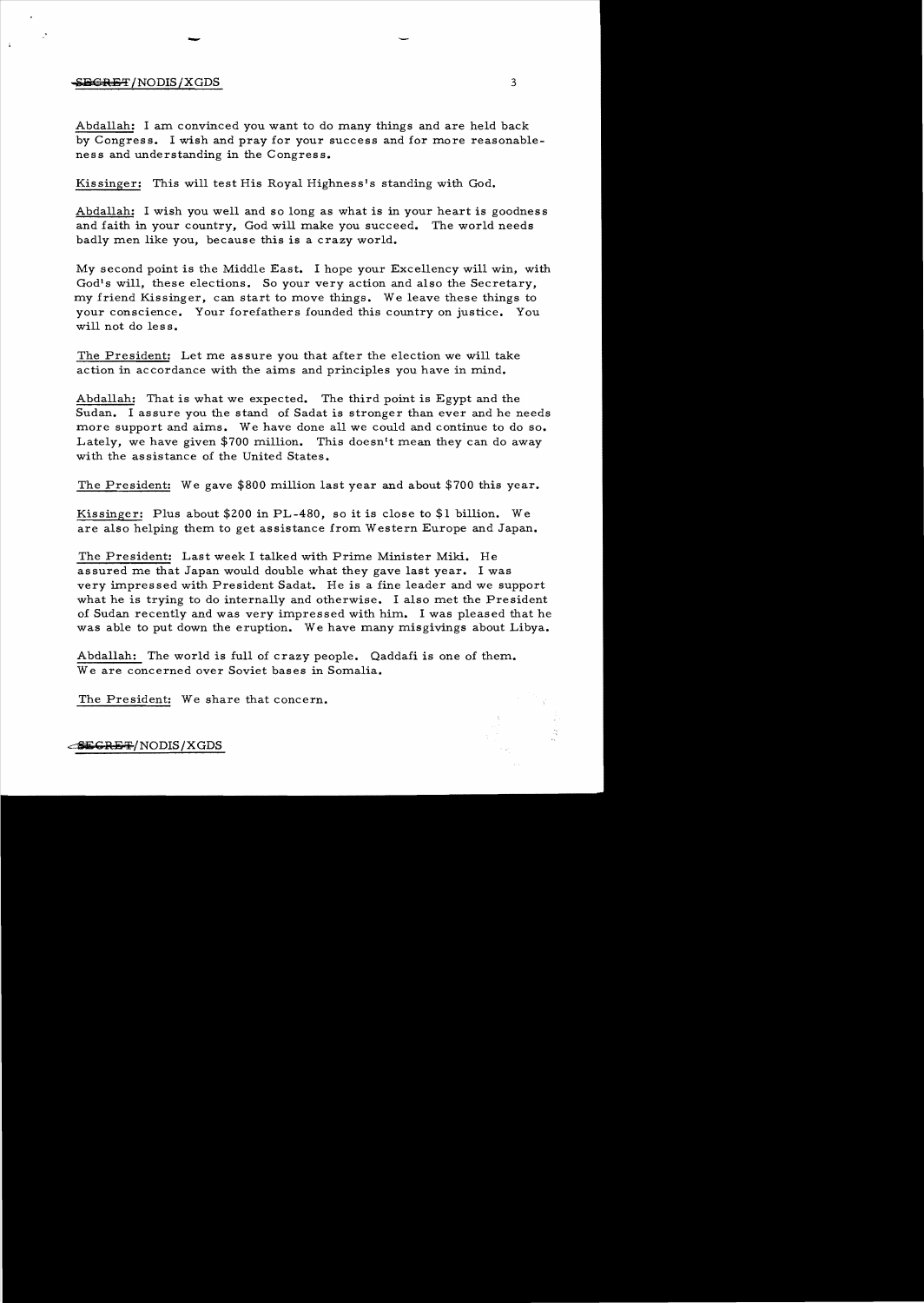Abdallah: I am convinced you want to do many things and are held back by Congress. I wish and pray for your success and for more reasonableness and understanding in the Congress.

Kissinger: This will test His Royal Highness's standing with God.

Abdallah: I wish you well and so long as what is in your heart is goodness and faith in your country, God will make you succeed. The world needs badly men like you, because this is a crazy world.

My second point is the Middle East. I hope your Excellency will win, with God's will, these elections. So your very action and also the Secretary, my friend Kissinger, can start to move things. We leave these things to your conscience. Your forefathers founded this country on justice. You will not do less.

The President: Let me assure you that after the election we will take action in accordance with the aims and principles you have in mind.

Abdallah: That is what we expected. The third point is Egypt and the Sudan. I assure you the stand of Sadat is stronger than ever and he needs more support and aims. We have done all we could and continue to do so. Lately, we have given $700 million. This doesn't mean they can do away with the assistance of the United States.

The President: We gave $800 million last year and about $700 this year.

Kissinger: Plus about $200 in PL-480, so it is close to $1 billion. We are also helping them to get assistance from Western Europe and Japan.

The President: Last week I talked with Prime Minister Miki. He assured me that Japan would double what they gave last year. I was very impressed with President Sadat. He is a fine leader and we support what he is trying to do internally and otherwise. I also met the President of Sudan recently and was very impressed with him. I was pleased that he was able to put down the eruption. We have many misgivings about Libya.

Abdallah: The world is full of crazy people. Qaddafi is one of them. We are concerned over Soviet bases in Somalia.

The President: We share that concern.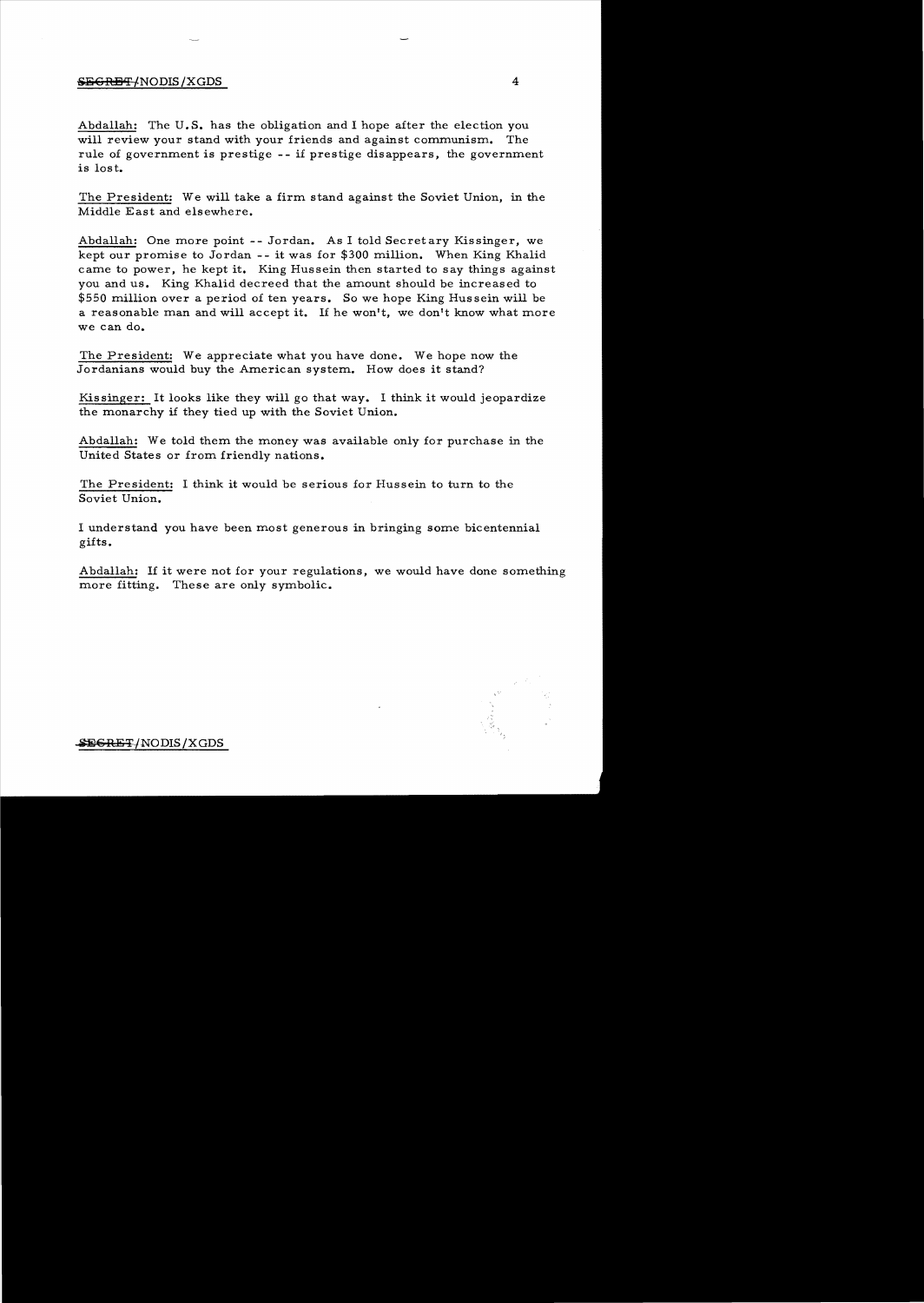Abdallah: The U.S. has the obligation and I hope after the election you will review your stand with your friends and against communism. The rule of government is prestige -- if prestige disappears, the government is lost.

The President: We will take a firm stand against the Soviet Union, in the Middle East and elsewhere.

Abdallah: One more point -- Jordan. As I told Secretary Kissinger, we kept our promise to Jordan -- it was for $300 million. When King Khalid came to power, he kept it. King Hussein then started to say things against you and us. King Khalid decreed that the amount should be increased to $550 million over a period of ten years. So we hope King Hussein will be a reasonable man and will accept it. If he won't, we don't know what more we can do.

The President: We appreciate what you have done. We hope now the Jordanians would buy the American system. How does it stand?

Kissinger: It looks like they will go that way. I think it would jeopardize the monarchy if they tied up with the Soviet Union.

Abdallah: We told them the money was available only for purchase in the United States or from friendly nations.

The President: I think it would be serious for Hussein to turn to the Soviet Union.

I understand you have been most generous in bringing some bicentennial gifts.

Abdallah: If it were not for your regulations, we would have done something more fitting. These are only symbolic.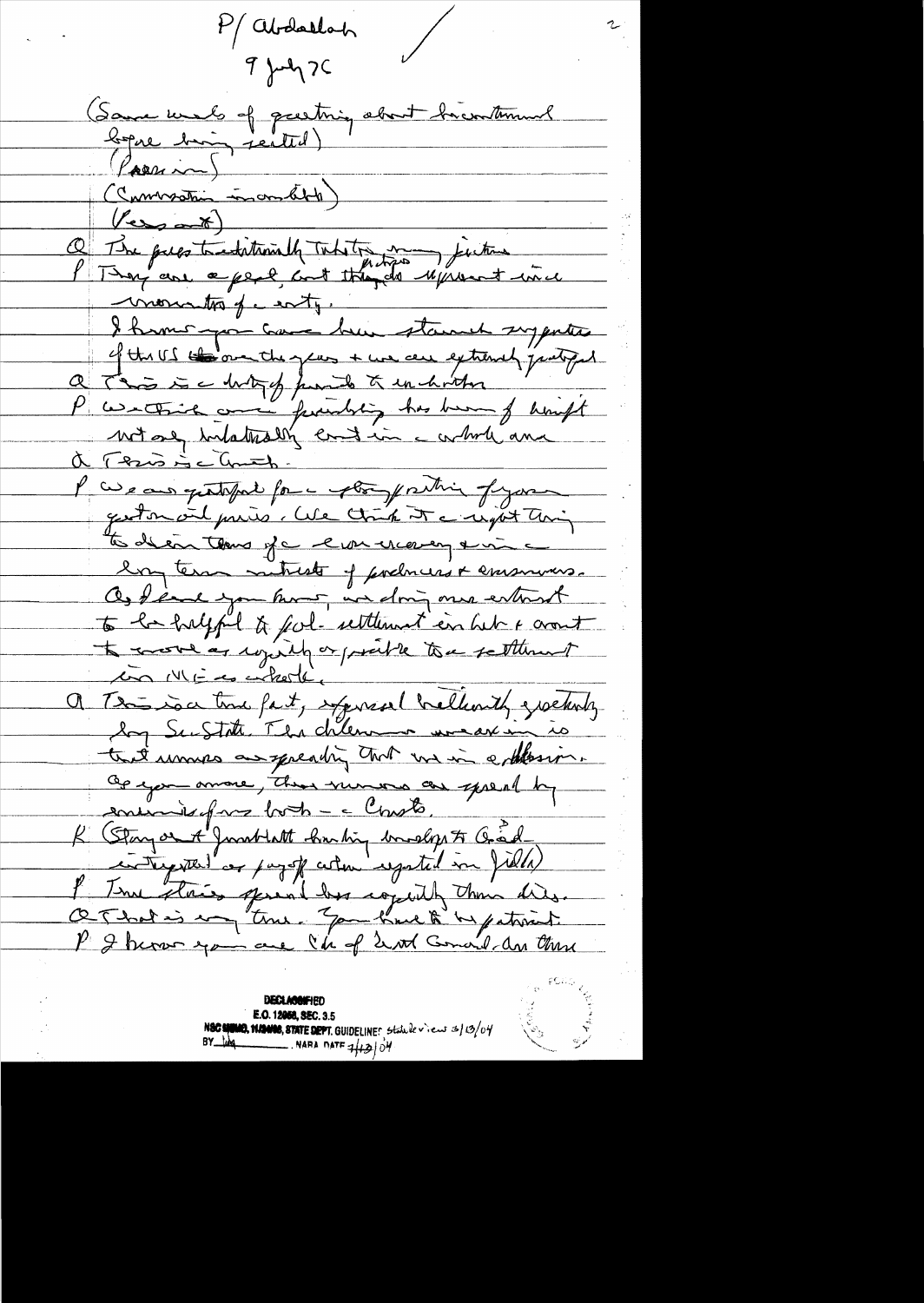P/ Abdallah

9 July 75

(Same words of greeting about his cont[?] before being seated)

(Press in)

(Conversation in Arabic)

(Press out)

Q The press traditionally takes many pictures

P They are a pest, but they do represent one element of society.

I know you have been staunch supporters of the US over the years & we are extremely grateful.

A This is a duty of friends to each other.

P We think our friendship has been of benefit not only bilaterally but in a whole area.

A This is a truth.

P We are grateful for a strong position of yours on oil prices. We think it is right thing to do in terms of a economy & in a long term interests of producers & consumers.

As I said you know, we doing our utmost to be helpful to fol. settlement in Leb & avoid to move as rapidly as possible to a settlement in ME as whole.

A This is a true fact, expressed brilliantly especially by Sec State. The dilemma we are in is that rumors are spreading that we in collusion. As you know, these rumors are spread by enemies of us both - e Commts.

K (Story about Jumblatt bombing embassy to Ghazal intercepted a payoff - a ?? reported in [?])

P True stories spread less rapidly than lies.

Q That is very true. You have to be patient.

P I know you are Ch of Nat Council. Are there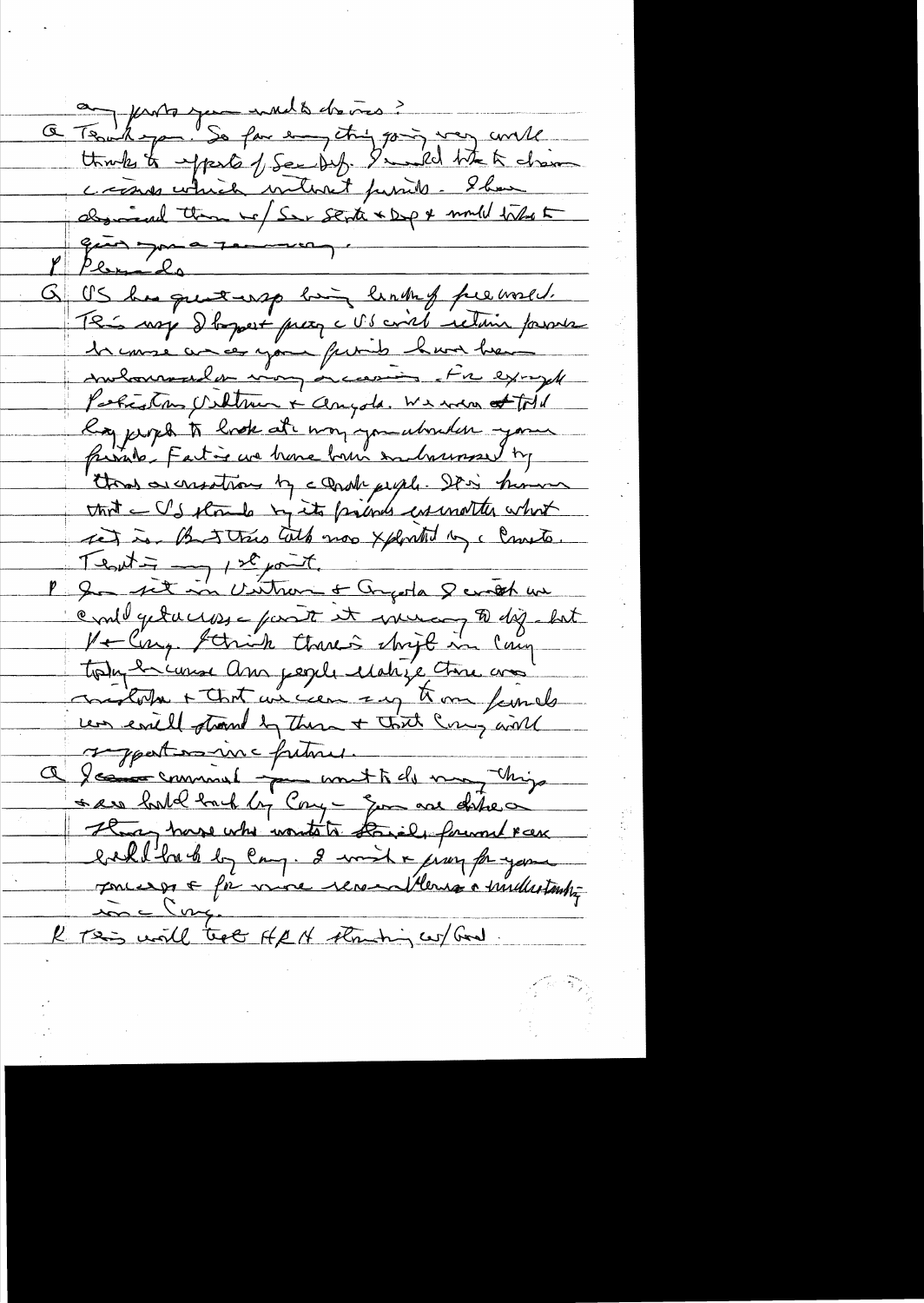any points you would desire?

Q Thank you. So far everything going very well thanks to efforts of Sec Def. I would like to discuss a issue which interest friends. I have discussed them w/ Sec State + Def + would like to give you a summary.

P Please do

Q US has great responsibility being leader of free world. This why I hope policy of US would retain former because in past years your friends have been embarrassed in many occasions. For example Pakistan, Vietnam + Angola. We were often told by people to look at way you abandon your friends. Fact is we have been embarrassed by those accusations by other people. It is known that US stands by its friends no matter what it is. But this talk was exploited by Commies. That is my 1st point.

P In fact in Vietnam + Angola I think we could get across point it was very difficult but the Cong. I think there is shift in Cong today because Am people realize there was mistake + that we can say to our friends we will stand by them + that Cong will support us in the future.

Q I commend you want to do many things + are held back by Cong — you are like a Thing horse who wants to stride forward + are held back by Cong. I wish + pray for your success + for more reasonableness + understanding in Cong.

K This will test HAK standing w/ God.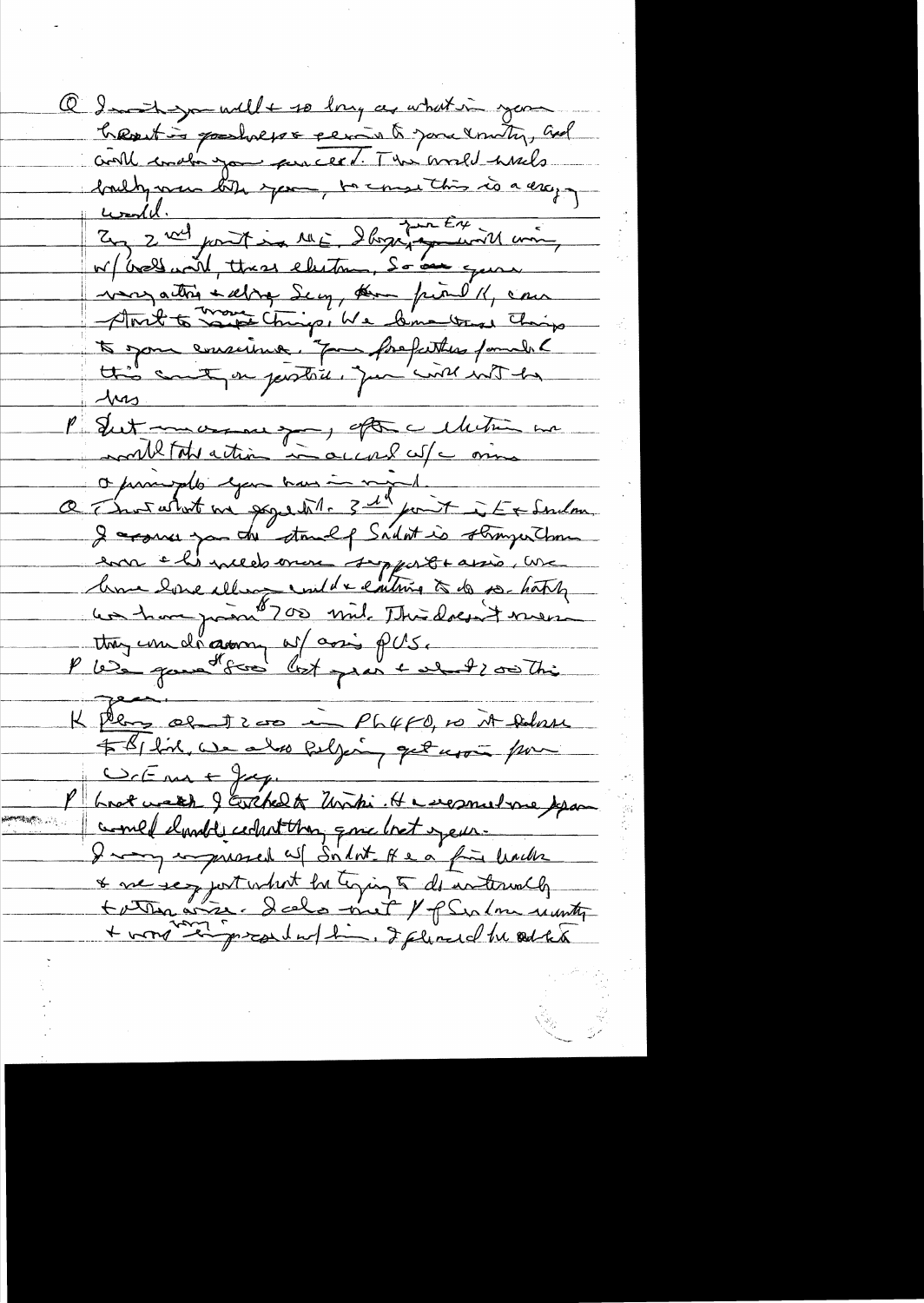Q I wish you well + so long as what is your heart is goodness + service to your country, God will watch your success. The world needs badly men like you, because this is a crazy world.

My 2nd point is ME. I hope your Ex will win, w/ God's will, these elections. So your very active + strong Secy, then friend K, can start to move things. We'll leave these things to your conscience. Your forefathers founded this country on justice. You will not lose.

P Let me assure you, after election we will take action in accord w/ one of principles you have in mind.

Q That's what we expected. 3rd point is E + Sudan. I assure you the stand of Sadat is stronger than ever + he needs more support + assis. We have done all we could + are willing to do so. Lately we have given $700 mil. This doesn't mean they can do away w/ assis. from US.

P We gave $800 last year + about 200 this year.

K Plus about 200 in PL480, so it's about $1 bil. We also helping get assis from W. Ger + Jap.

P Last week I talked to Winton. He's resourceful man. I would doubt it [?] a year — I was impressed w/ Sadat. He's a fine leader + we see just what he trying to do internally + other areas. I also met P of Sudan recently + was impressed w/ him. I planned he added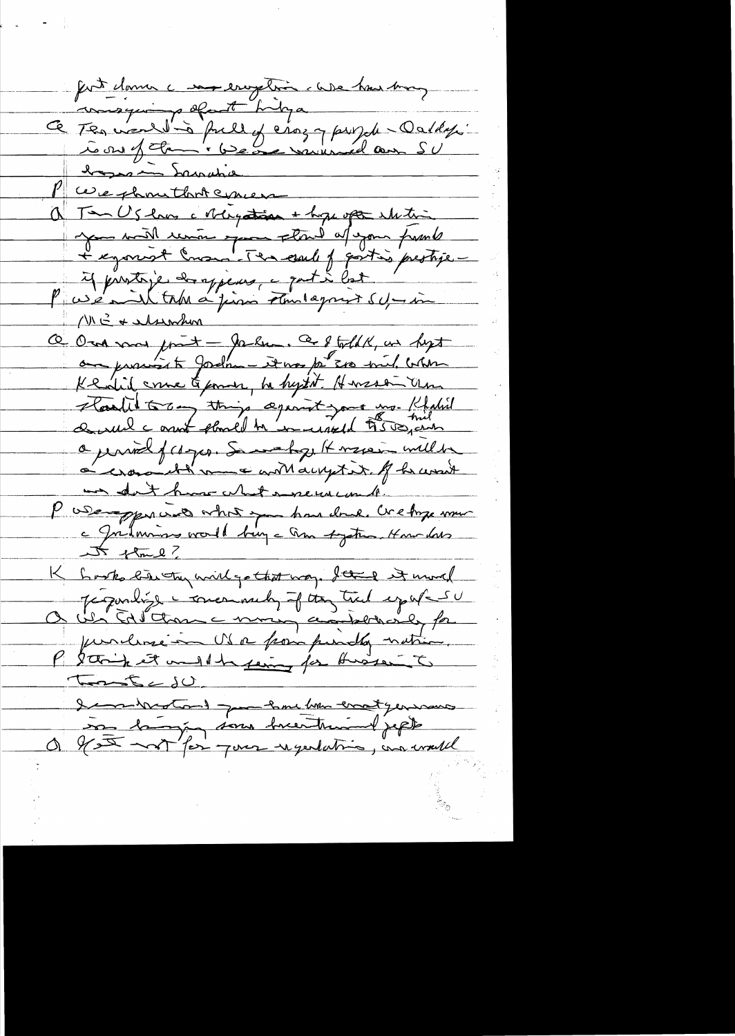put down ~~a~~ an eruption. We have many ~~[illegible]~~ misgivings about Libya

Q The world is full of crazy people – Qaddafi is one of them. We are worried over SU base in Somalia

P We share that concern

Q The US has a obligation + hope after election you will renew your stand of your friends + against Com. The end of your prestige – if prestige disappears, a part is lost

P We will take a firm stand against SU – in ME + elsewhere

Q One more point – Jordan. Q I told K, we kept our promise to Jordan – it was for 300 mil. When Khalid came to power, he kept it. Hussein then started to say things against you + us. Khalid decided a sort should be raised to 500 mil and a period of 10 yrs. So we hope Hussein will be a reasonable man + will accept it. If he won't we don't know what we will do.

P We appreciate what you have done. We hope now a Jordanian would buy a Arm system. How does it stand?

K Looks like they will go that way. I think it would jeopardize a monarchy if they tied up w/ SU

Q We told them a money available only for purchase in US or from friendly nation.

P I think it would be fine for Hussein to turn to SU.

I understand you have been most generous in bringing some Lebanese? people

Q It's not for your negotiation, we would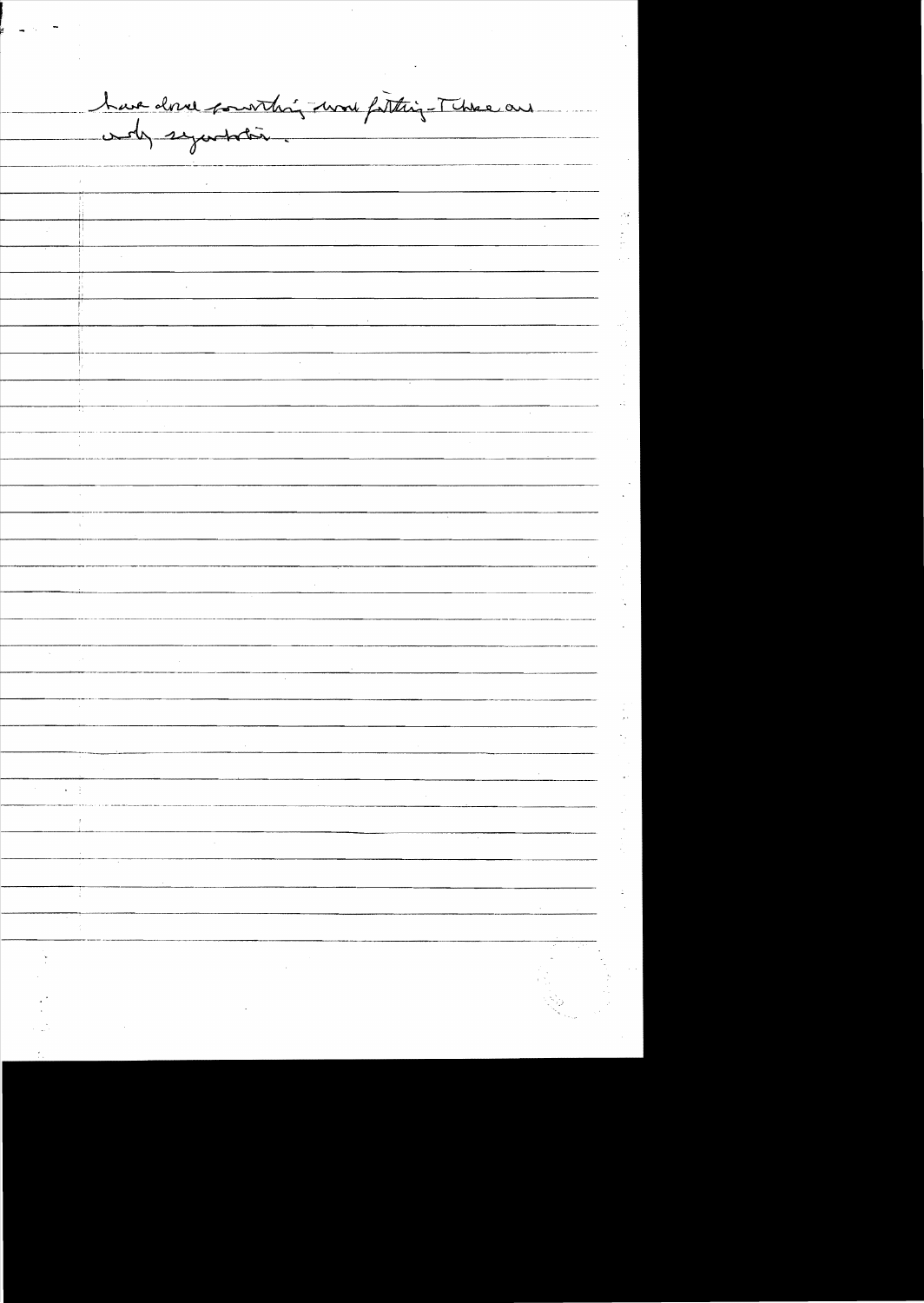have done something more fitting - There are only separation.